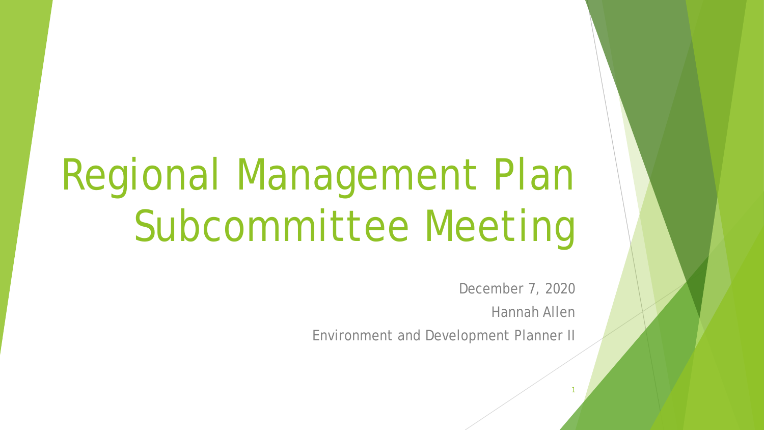# Regional Management Plan Subcommittee Meeting

December 7, 2020

Hannah Allen

Environment and Development Planner II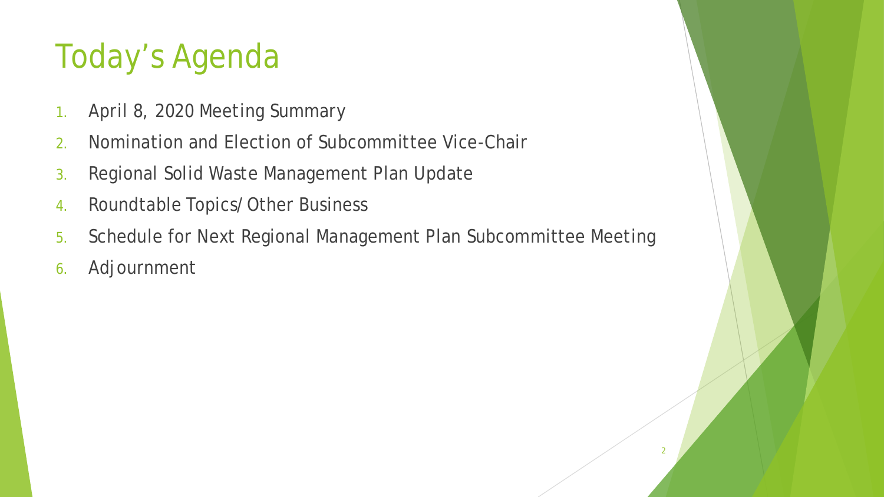# Today's Agenda

1. April 8, 2020 Meeting Summary
2. Nomination and Election of Subcommittee Vice-Chair
3. Regional Solid Waste Management Plan Update
4. Roundtable Topics/Other Business
5. Schedule for Next Regional Management Plan Subcommittee Meeting
6. Adjournment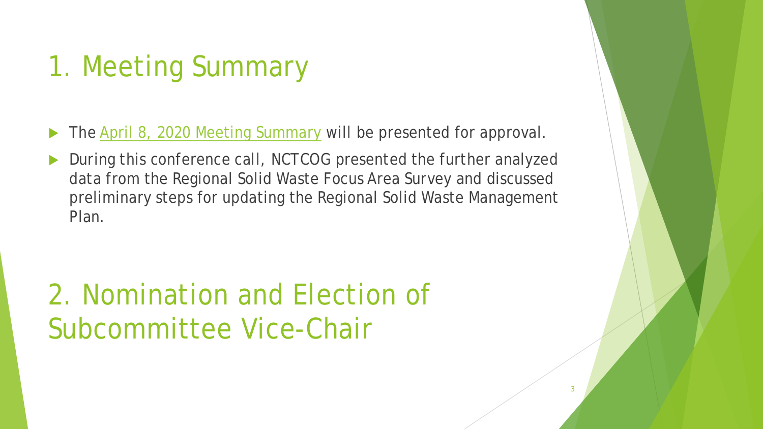# 1. Meeting Summary

- The April 8, 2020 Meeting Summary will be presented for approval.
- During this conference call, NCTCOG presented the further analyzed data from the Regional Solid Waste Focus Area Survey and discussed preliminary steps for updating the Regional Solid Waste Management Plan.

# 2. Nomination and Election of Subcommittee Vice-Chair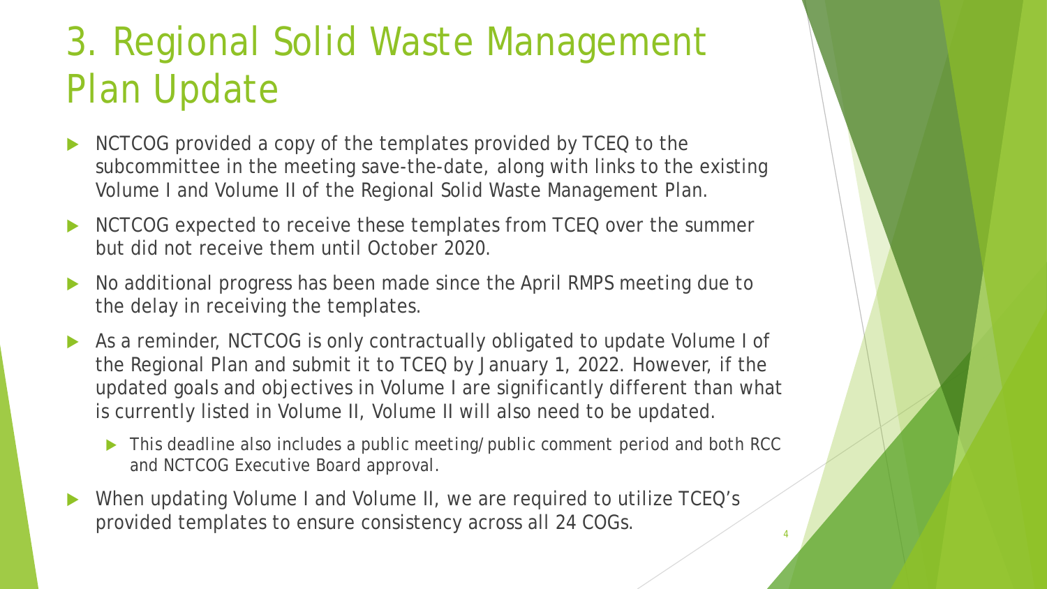# 3. Regional Solid Waste Management Plan Update

- NCTCOG provided a copy of the templates provided by TCEQ to the subcommittee in the meeting save-the-date, along with links to the existing Volume I and Volume II of the Regional Solid Waste Management Plan.
- NCTCOG expected to receive these templates from TCEQ over the summer but did not receive them until October 2020.
- No additional progress has been made since the April RMPS meeting due to the delay in receiving the templates.
- As a reminder, NCTCOG is only contractually obligated to update Volume I of the Regional Plan and submit it to TCEQ by January 1, 2022. However, if the updated goals and objectives in Volume I are significantly different than what is currently listed in Volume II, Volume II will also need to be updated.
  - This deadline also includes a public meeting/public comment period and both RCC and NCTCOG Executive Board approval.
- When updating Volume I and Volume II, we are required to utilize TCEQ's provided templates to ensure consistency across all 24 COGs.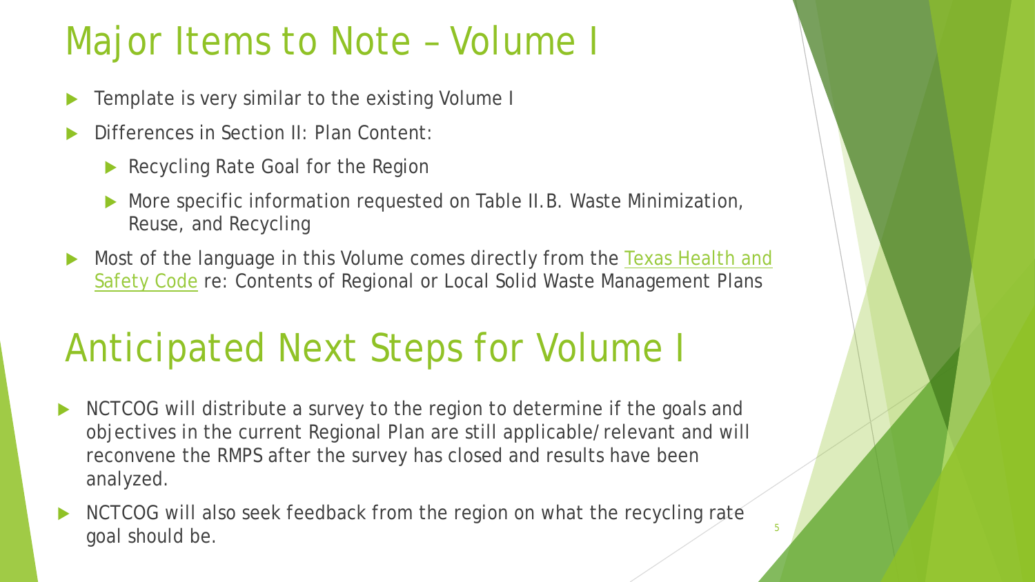# Major Items to Note – Volume I

- Template is very similar to the existing Volume I
- Differences in Section II: Plan Content:
  - Recycling Rate Goal for the Region
  - More specific information requested on Table II.B. Waste Minimization, Reuse, and Recycling
- Most of the language in this Volume comes directly from the Texas Health and Safety Code re: Contents of Regional or Local Solid Waste Management Plans

# Anticipated Next Steps for Volume I

- NCTCOG will distribute a survey to the region to determine if the goals and objectives in the current Regional Plan are still applicable/relevant and will reconvene the RMPS after the survey has closed and results have been analyzed.
- NCTCOG will also seek feedback from the region on what the recycling rate goal should be.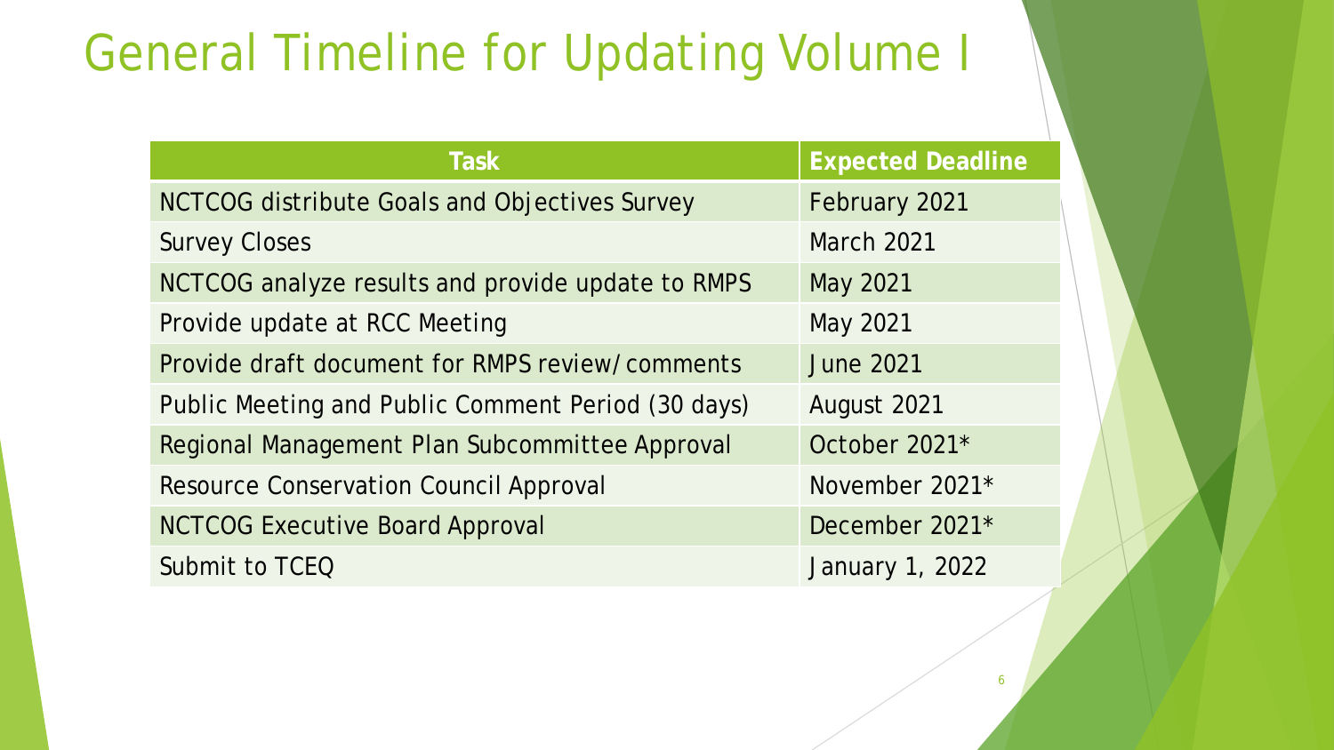# General Timeline for Updating Volume I

| Task | Expected Deadline |
| --- | --- |
| NCTCOG distribute Goals and Objectives Survey | February 2021 |
| Survey Closes | March 2021 |
| NCTCOG analyze results and provide update to RMPS | May 2021 |
| Provide update at RCC Meeting | May 2021 |
| Provide draft document for RMPS review/comments | June 2021 |
| Public Meeting and Public Comment Period (30 days) | August 2021 |
| Regional Management Plan Subcommittee Approval | October 2021* |
| Resource Conservation Council Approval | November 2021* |
| NCTCOG Executive Board Approval | December 2021* |
| Submit to TCEQ | January 1, 2022 |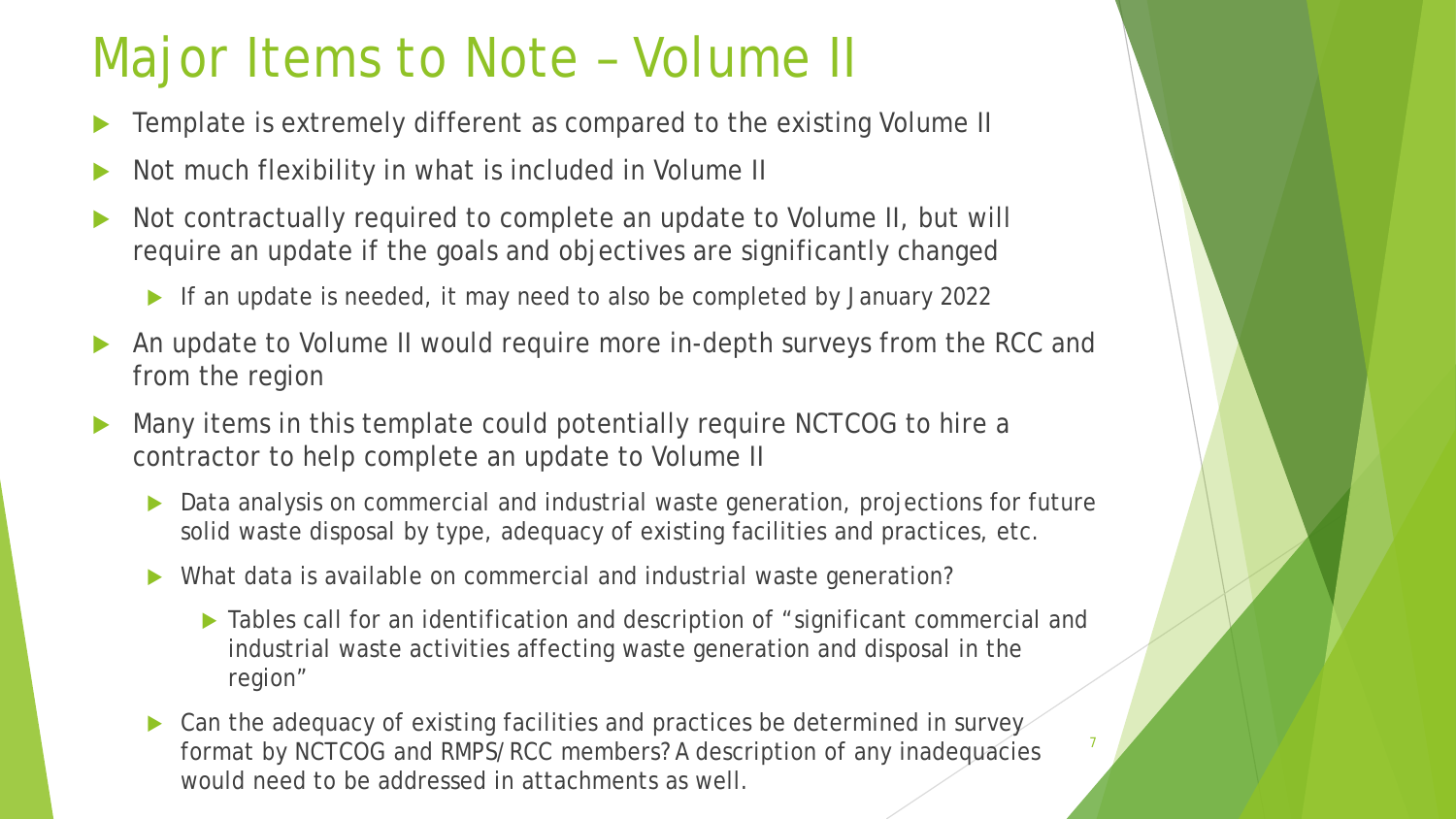# Major Items to Note – Volume II

- Template is extremely different as compared to the existing Volume II
- Not much flexibility in what is included in Volume II
- Not contractually required to complete an update to Volume II, but will require an update if the goals and objectives are significantly changed
  - If an update is needed, it may need to also be completed by January 2022
- An update to Volume II would require more in-depth surveys from the RCC and from the region
- Many items in this template could potentially require NCTCOG to hire a contractor to help complete an update to Volume II
  - Data analysis on commercial and industrial waste generation, projections for future solid waste disposal by type, adequacy of existing facilities and practices, etc.
  - What data is available on commercial and industrial waste generation?
    - Tables call for an identification and description of "significant commercial and industrial waste activities affecting waste generation and disposal in the region"
  - Can the adequacy of existing facilities and practices be determined in survey format by NCTCOG and RMPS/RCC members? A description of any inadequacies would need to be addressed in attachments as well.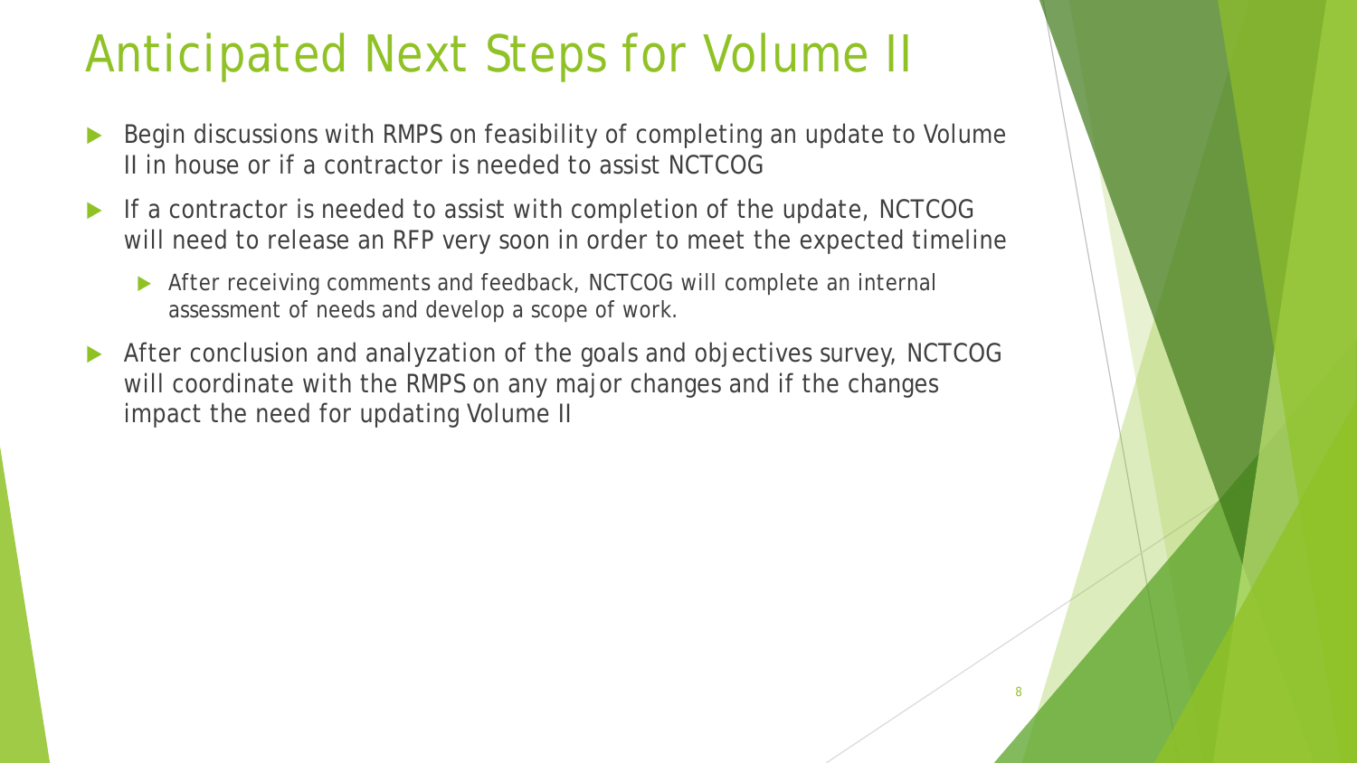# Anticipated Next Steps for Volume II

- Begin discussions with RMPS on feasibility of completing an update to Volume II in house or if a contractor is needed to assist NCTCOG
- If a contractor is needed to assist with completion of the update, NCTCOG will need to release an RFP very soon in order to meet the expected timeline
  - After receiving comments and feedback, NCTCOG will complete an internal assessment of needs and develop a scope of work.
- After conclusion and analyzation of the goals and objectives survey, NCTCOG will coordinate with the RMPS on any major changes and if the changes impact the need for updating Volume II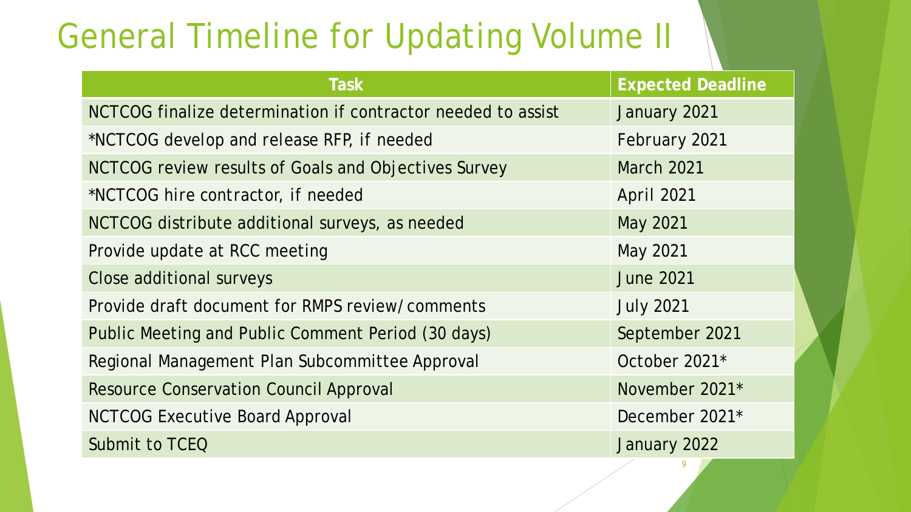# General Timeline for Updating Volume II

| Task | Expected Deadline |
|---|---|
| NCTCOG finalize determination if contractor needed to assist | January 2021 |
| *NCTCOG develop and release RFP, if needed | February 2021 |
| NCTCOG review results of Goals and Objectives Survey | March 2021 |
| *NCTCOG hire contractor, if needed | April 2021 |
| NCTCOG distribute additional surveys, as needed | May 2021 |
| Provide update at RCC meeting | May 2021 |
| Close additional surveys | June 2021 |
| Provide draft document for RMPS review/comments | July 2021 |
| Public Meeting and Public Comment Period (30 days) | September 2021 |
| Regional Management Plan Subcommittee Approval | October 2021* |
| Resource Conservation Council Approval | November 2021* |
| NCTCOG Executive Board Approval | December 2021* |
| Submit to TCEQ | January 2022 |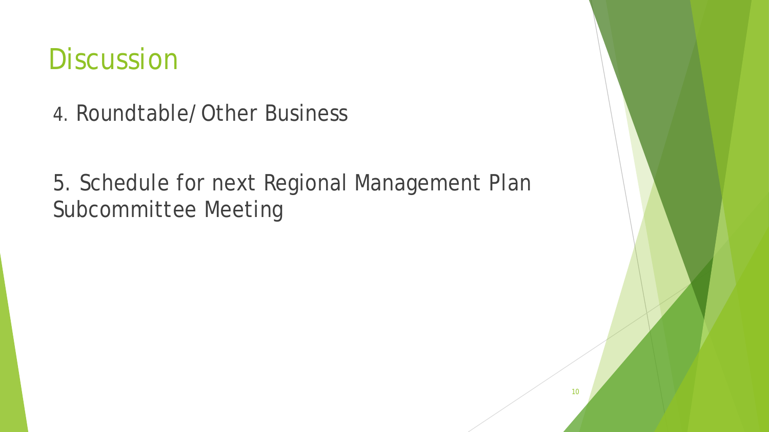# Discussion

4. Roundtable/ Other Business

5. Schedule for next Regional Management Plan Subcommittee Meeting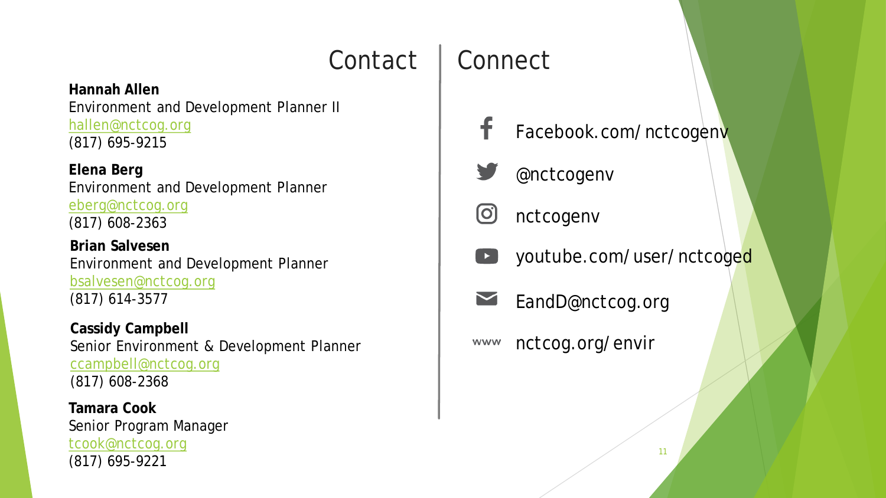## Contact

**Hannah Allen**
Environment and Development Planner II
hallen@nctcog.org
(817) 695-9215

**Elena Berg**
Environment and Development Planner
eberg@nctcog.org
(817) 608-2363

**Brian Salvesen**
Environment and Development Planner
bsalvesen@nctcog.org
(817) 614-3577

**Cassidy Campbell**
Senior Environment & Development Planner
ccampbell@nctcog.org
(817) 608-2368

**Tamara Cook**
Senior Program Manager
tcook@nctcog.org
(817) 695-9221

## Connect

- Facebook.com/nctcogenv
- @nctcogenv
- nctcogenv
- youtube.com/user/nctcoged
- EandD@nctcog.org
- www nctcog.org/envir